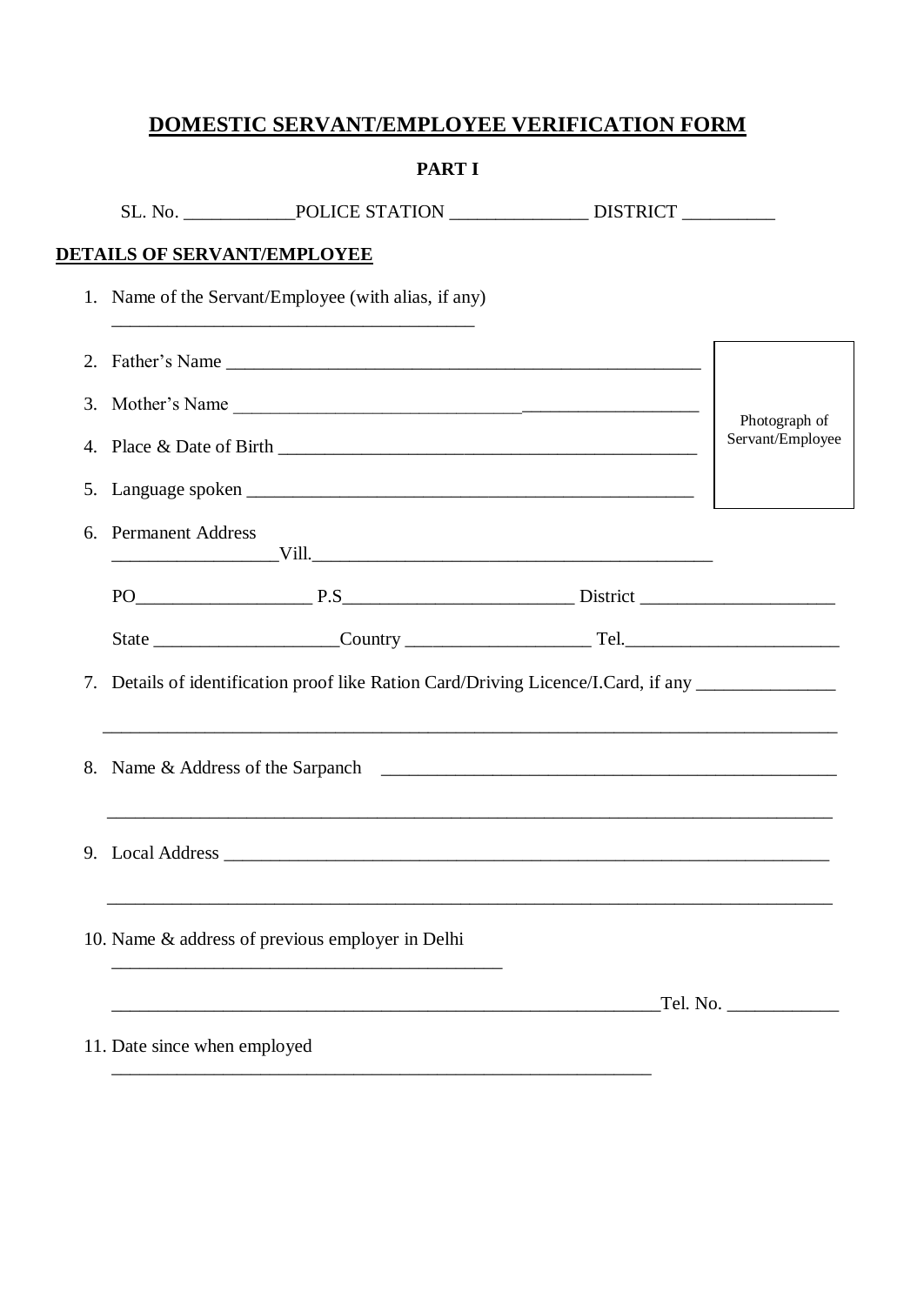# DOMESTIC SERVANT/EMPLOYEE VERIFICATION FORM

## PART I

SL. No. ____________POLICE STATION _______________ DISTRICT __________

**DETAILS OF SERVANT/EMPLOYEE**

1. Name of the Servant/Employee (with alias, if any) ______________________________________
2. Father's Name ______________________________________________________
3. Mother's Name ______________________________________________________
4. Place & Date of Birth _______________________________________________
5. Language spoken ____________________________________________________

Photograph of Servant/Employee

6. Permanent Address

   _________________Vill._____________________________________________

   PO__________________ P.S________________________ District ____________________

   State ___________________Country ___________________ Tel._______________________

7. Details of identification proof like Ration Card/Driving Licence/I.Card, if any _______________

   ________________________________________________________________________________

8. Name & Address of the Sarpanch ________________________________________________

   ________________________________________________________________________________

9. Local Address _____________________________________________________________________

   ________________________________________________________________________________

10. Name & address of previous employer in Delhi __________________________________________

    ____________________________________________________________Tel. No. ____________

11. Date since when employed ____________________________________________________________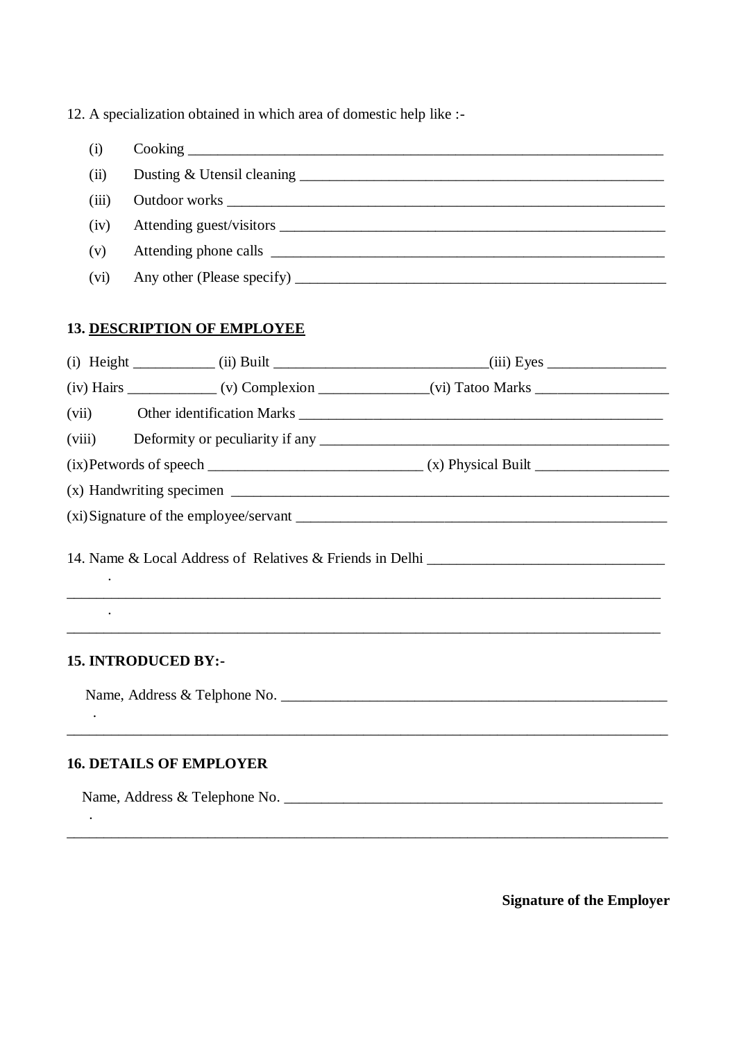12. A specialization obtained in which area of domestic help like :-

(i) Cooking ___________________________________________________________________

(ii) Dusting & Utensil cleaning ______________________________________________

(iii) Outdoor works ____________________________________________________________

(iv) Attending guest/visitors _______________________________________________

(v) Attending phone calls __________________________________________________

(vi) Any other (Please specify) _____________________________________________

**13. DESCRIPTION OF EMPLOYEE**

(i) Height ___________ (ii) Built _____________________________(iii) Eyes ________________

(iv) Hairs ____________ (v) Complexion _______________(vi) Tatoo Marks __________________

(vii) Other identification Marks ___________________________________________________

(viii) Deformity or peculiarity if any ________________________________________________

(ix) Petwords of speech _____________________________ (x) Physical Built __________________

(x) Handwriting specimen ______________________________________________________________

(xi) Signature of the employee/servant _____________________________________________________

14. Name & Local Address of Relatives & Friends in Delhi ________________________________

.
_____________________________________________________________________________________

.
_____________________________________________________________________________________

**15. INTRODUCED BY:-**

Name, Address & Telphone No. _______________________________________________________

.
_____________________________________________________________________________________

**16. DETAILS OF EMPLOYER**

Name, Address & Telephone No. ______________________________________________________

.
_____________________________________________________________________________________

**Signature of the Employer**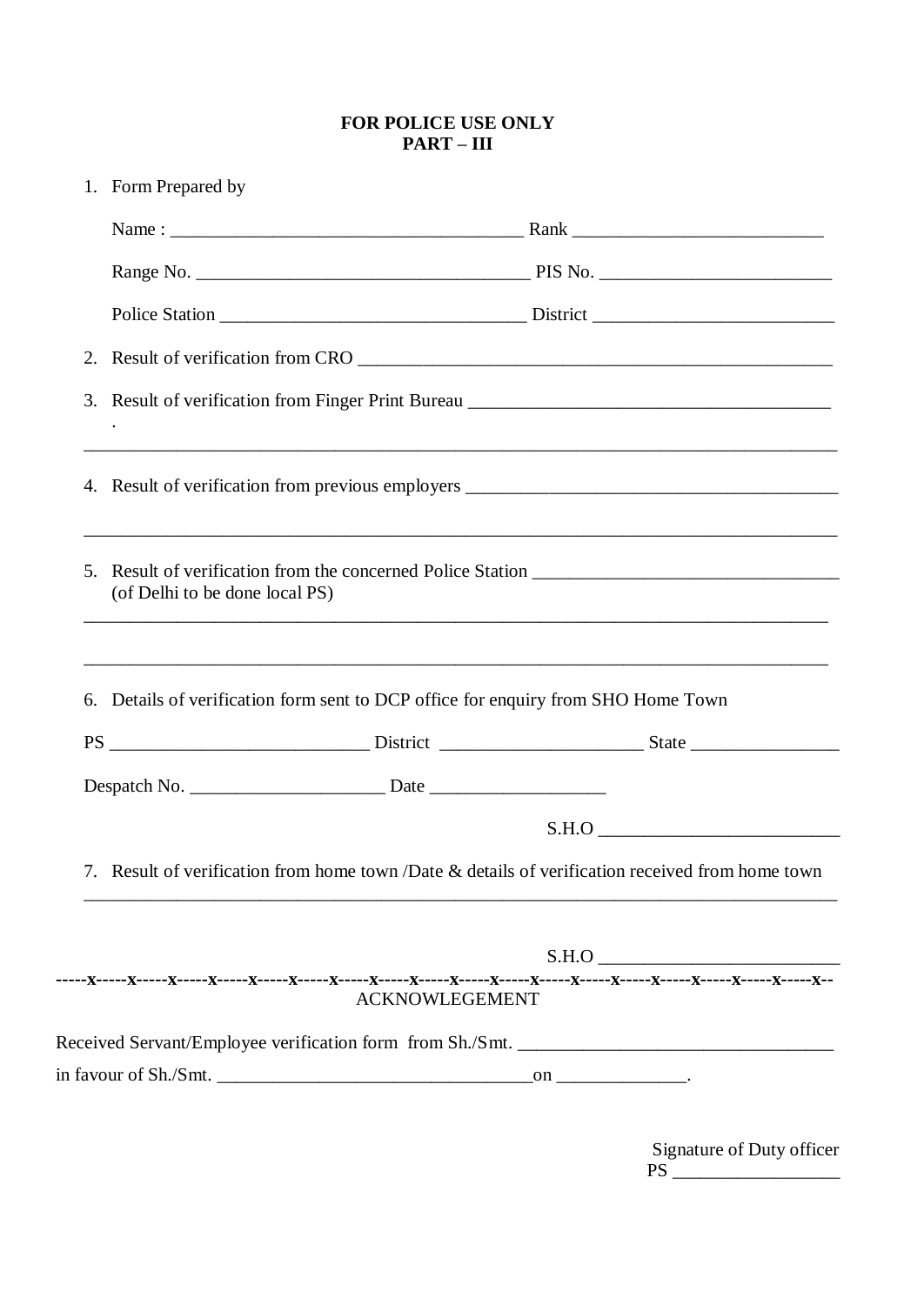**FOR POLICE USE ONLY**
**PART – III**

1. Form Prepared by

   Name : ______________________________________ Rank __________________________

   Range No. ___________________________________ PIS No. ________________________

   Police Station _________________________________ District _________________________

2. Result of verification from CRO ___________________________________________________

3. Result of verification from Finger Print Bureau ______________________________________ .

_______________________________________________________________________________

4. Result of verification from previous employers ______________________________________

_______________________________________________________________________________

5. Result of verification from the concerned Police Station _________________________________ (of Delhi to be done local PS)

_______________________________________________________________________________

_______________________________________________________________________________

6. Details of verification form sent to DCP office for enquiry from SHO Home Town

PS ___________________________ District _____________________ State _______________

Despatch No. ____________________ Date __________________

S.H.O _________________________

7. Result of verification from home town /Date & details of verification received from home town

_______________________________________________________________________________

S.H.O _________________________

-----x-----x-----x-----x-----x-----x-----x-----x-----x-----x-----x-----x-----x-----x-----x-----x-----x-----x--

ACKNOWLEGEMENT

Received Servant/Employee verification form from Sh./Smt. _________________________________

in favour of Sh./Smt. _________________________________on _____________.

Signature of Duty officer
PS _________________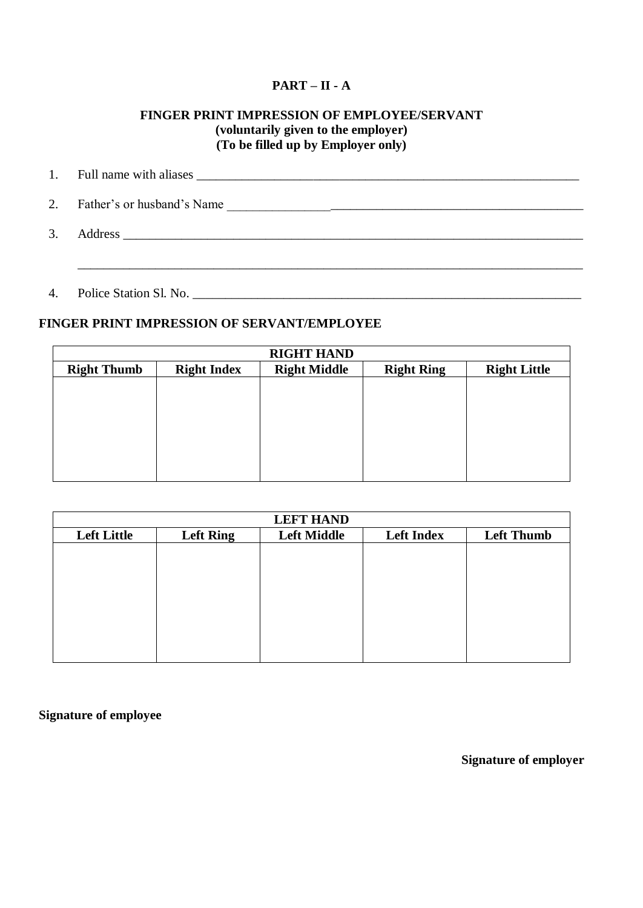## PART – II - A

### FINGER PRINT IMPRESSION OF EMPLOYEE/SERVANT
**(voluntarily given to the employer)**
**(To be filled up by Employer only)**

1. Full name with aliases _______________________________________________________________
2. Father's or husband's Name _______________________________________________________________
3. Address _______________________________________________________________

   _______________________________________________________________

4. Police Station Sl. No. _______________________________________________________________

**FINGER PRINT IMPRESSION OF SERVANT/EMPLOYEE**

| RIGHT HAND | | | | |
|---|---|---|---|---|
| **Right Thumb** | **Right Index** | **Right Middle** | **Right Ring** | **Right Little** |
| | | | | |

| LEFT HAND | | | | |
|---|---|---|---|---|
| **Left Little** | **Left Ring** | **Left Middle** | **Left Index** | **Left Thumb** |
| | | | | |

**Signature of employee**

**Signature of employer**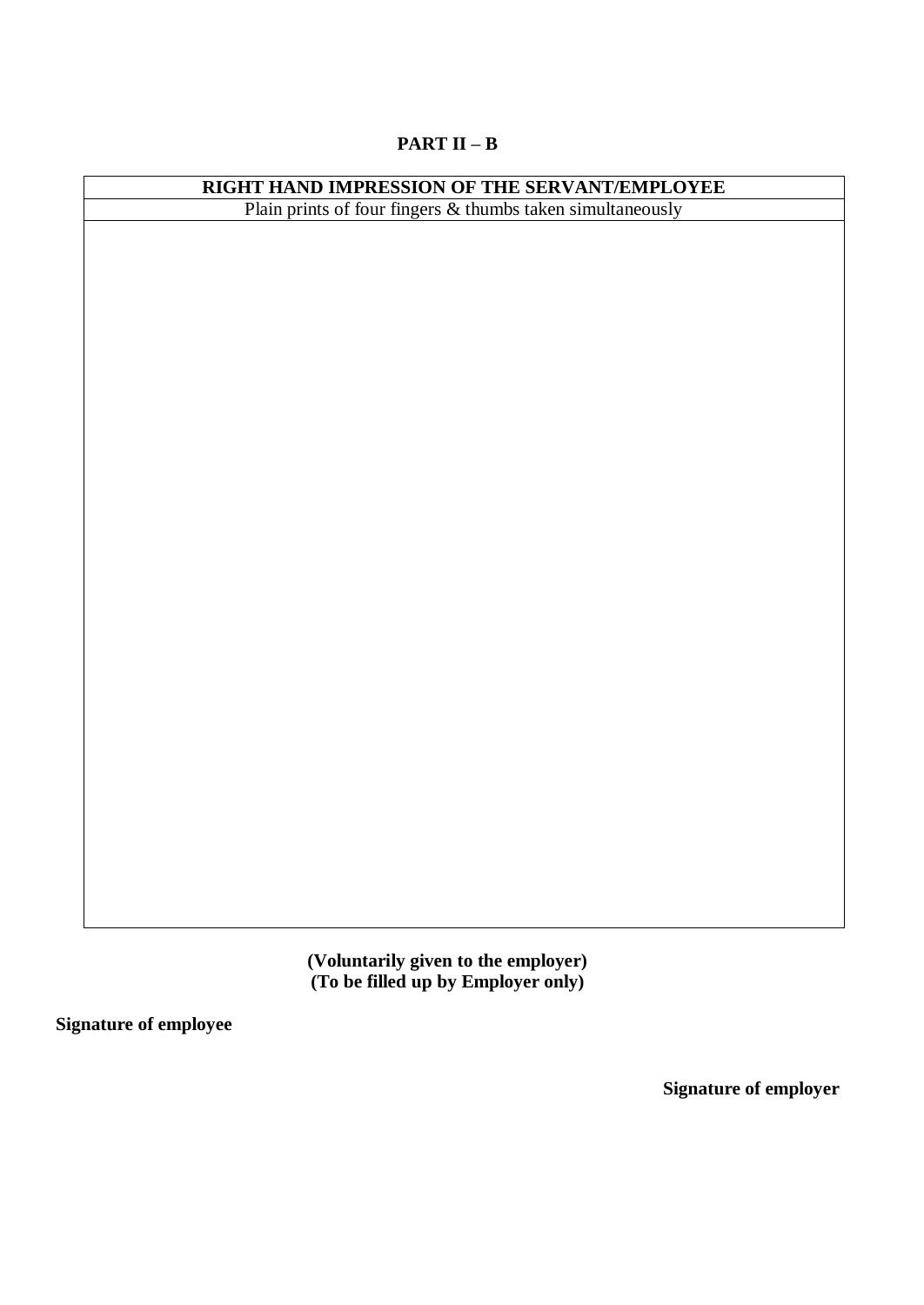## PART II – B

| RIGHT HAND IMPRESSION OF THE SERVANT/EMPLOYEE |
|---|
| Plain prints of four fingers & thumbs taken simultaneously |
| |

**(Voluntarily given to the employer)**
**(To be filled up by Employer only)**

**Signature of employee**

**Signature of employer**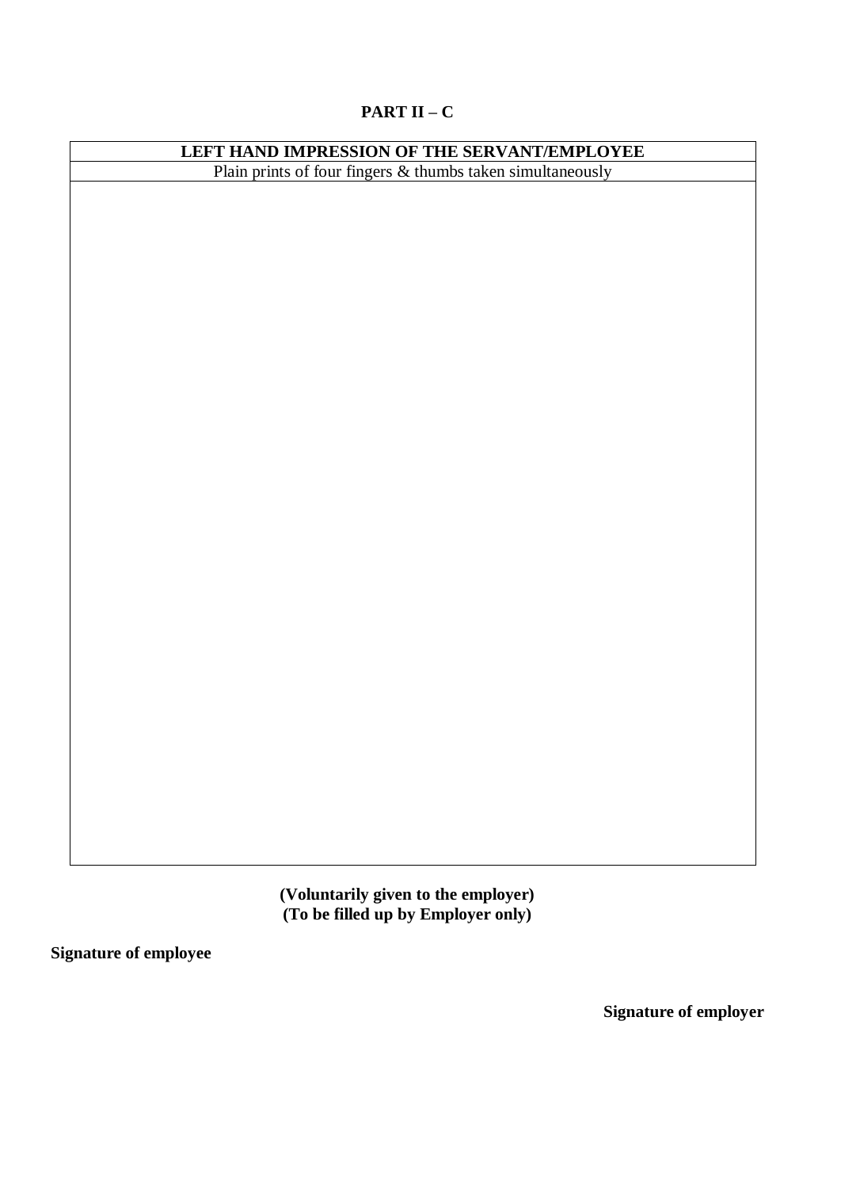## PART II – C

| LEFT HAND IMPRESSION OF THE SERVANT/EMPLOYEE |
| --- |
| Plain prints of four fingers & thumbs taken simultaneously |
| |

**(Voluntarily given to the employer)**
**(To be filled up by Employer only)**

**Signature of employee**

**Signature of employer**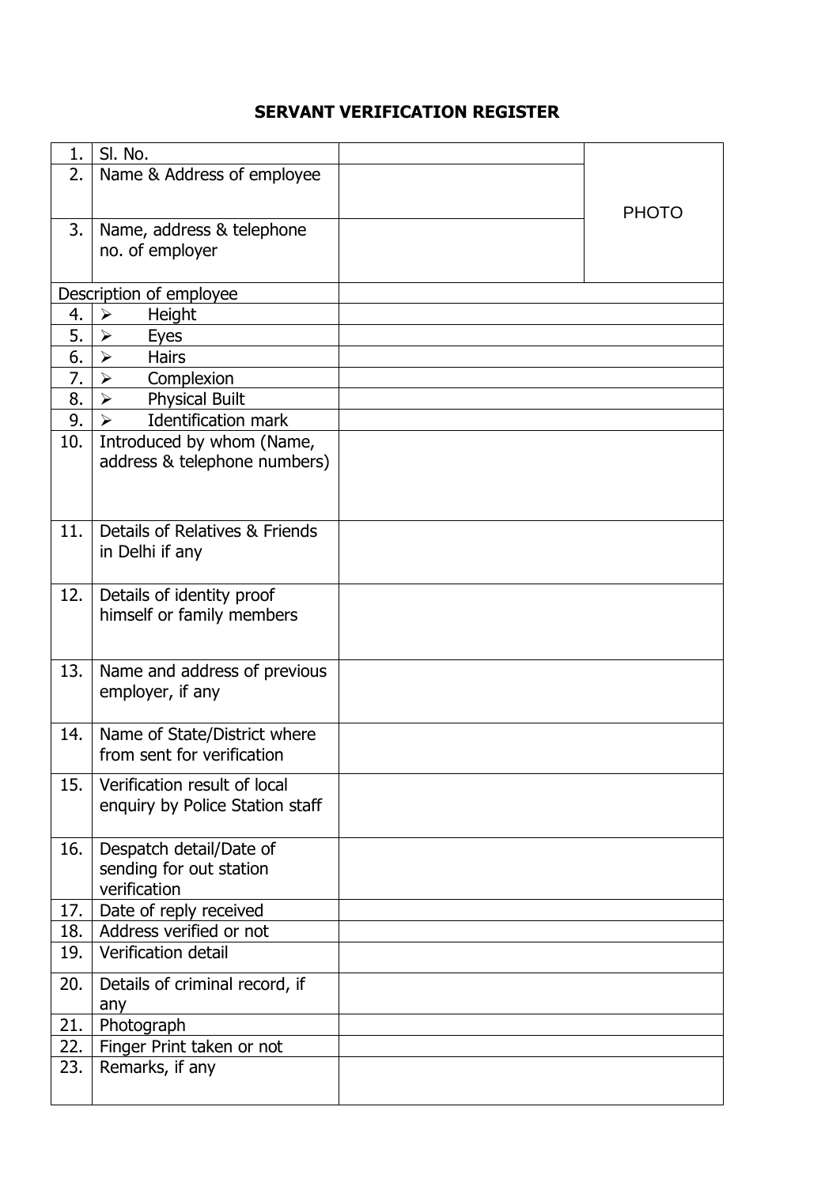## SERVANT VERIFICATION REGISTER

| | | | |
|---|---|---|---|
| 1. | Sl. No. | | PHOTO |
| 2. | Name & Address of employee | | |
| 3. | Name, address & telephone no. of employer | | |
| Description of employee | | | |
| 4. | ➢ Height | | |
| 5. | ➢ Eyes | | |
| 6. | ➢ Hairs | | |
| 7. | ➢ Complexion | | |
| 8. | ➢ Physical Built | | |
| 9. | ➢ Identification mark | | |
| 10. | Introduced by whom (Name, address & telephone numbers) | | |
| 11. | Details of Relatives & Friends in Delhi if any | | |
| 12. | Details of identity proof himself or family members | | |
| 13. | Name and address of previous employer, if any | | |
| 14. | Name of State/District where from sent for verification | | |
| 15. | Verification result of local enquiry by Police Station staff | | |
| 16. | Despatch detail/Date of sending for out station verification | | |
| 17. | Date of reply received | | |
| 18. | Address verified or not | | |
| 19. | Verification detail | | |
| 20. | Details of criminal record, if any | | |
| 21. | Photograph | | |
| 22. | Finger Print taken or not | | |
| 23. | Remarks, if any | | |